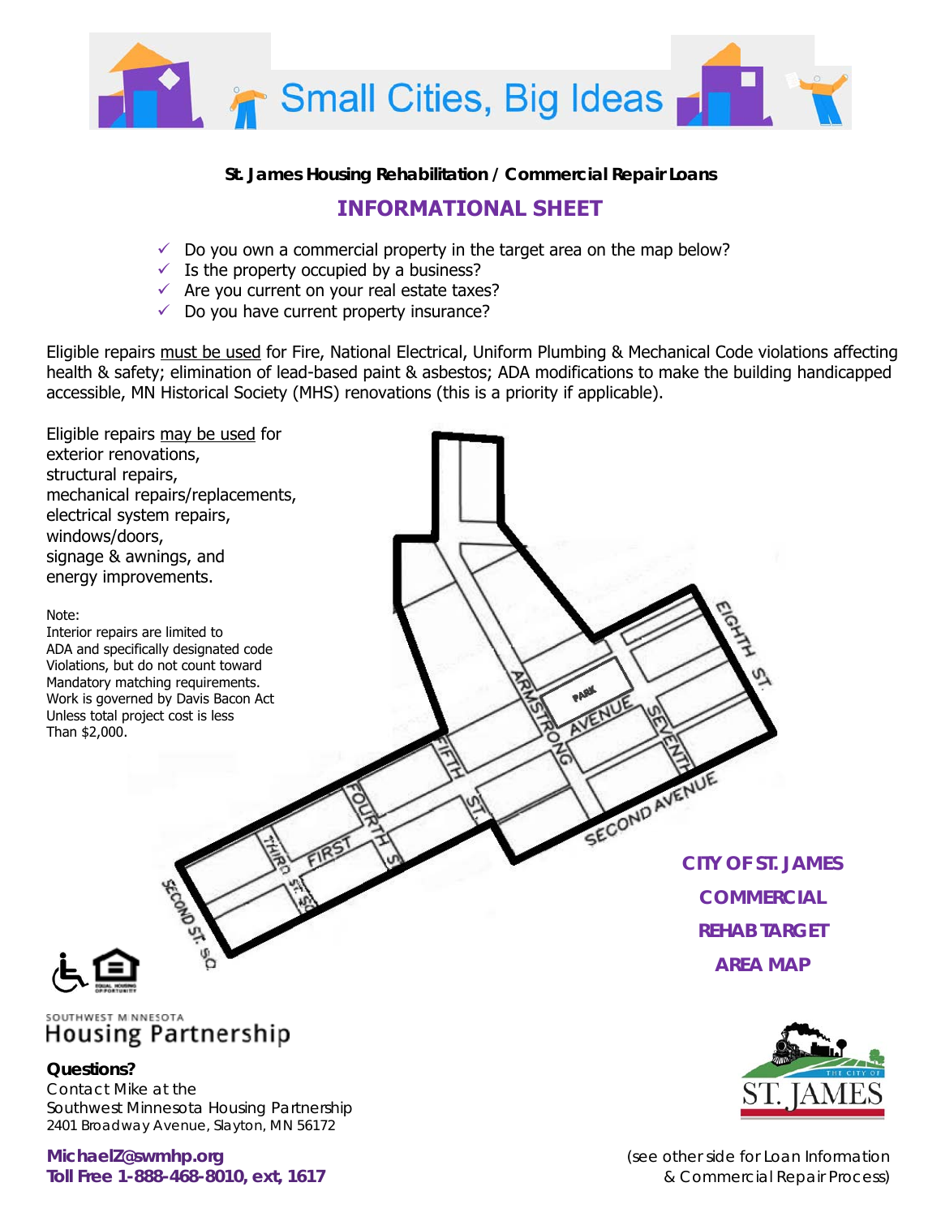# Small Cities, Big Ideas

**St. James Housing Rehabilitation / Commercial Repair Loans**

## INFORMATIONAL SHEET

- ✓ Do you own a commercial property in the target area on the map below?
- ✓ Is the property occupied by a business?
- ✓ Are you current on your real estate taxes?
- ✓ Do you have current property insurance?

Eligible repairs must be used for Fire, National Electrical, Uniform Plumbing & Mechanical Code violations affecting health & safety; elimination of lead-based paint & asbestos; ADA modifications to make the building handicapped accessible, MN Historical Society (MHS) renovations (this is a priority if applicable).

Eligible repairs may be used for
exterior renovations,
structural repairs,
mechanical repairs/replacements,
electrical system repairs,
windows/doors,
signage & awnings, and
energy improvements.

Note:
Interior repairs are limited to ADA and specifically designated code Violations, but do not count toward Mandatory matching requirements. Work is governed by Davis Bacon Act Unless total project cost is less Than $2,000.

**CITY OF ST. JAMES COMMERCIAL REHAB TARGET AREA MAP**

SOUTHWEST MINNESOTA
Housing Partnership

**Questions?**
Contact Mike at the
Southwest Minnesota Housing Partnership
2401 Broadway Avenue, Slayton, MN 56172

**MichaelZ@swmhp.org**
**Toll Free 1-888-468-8010, ext, 1617**

THE CITY OF ST. JAMES

(see other side for Loan Information & Commercial Repair Process)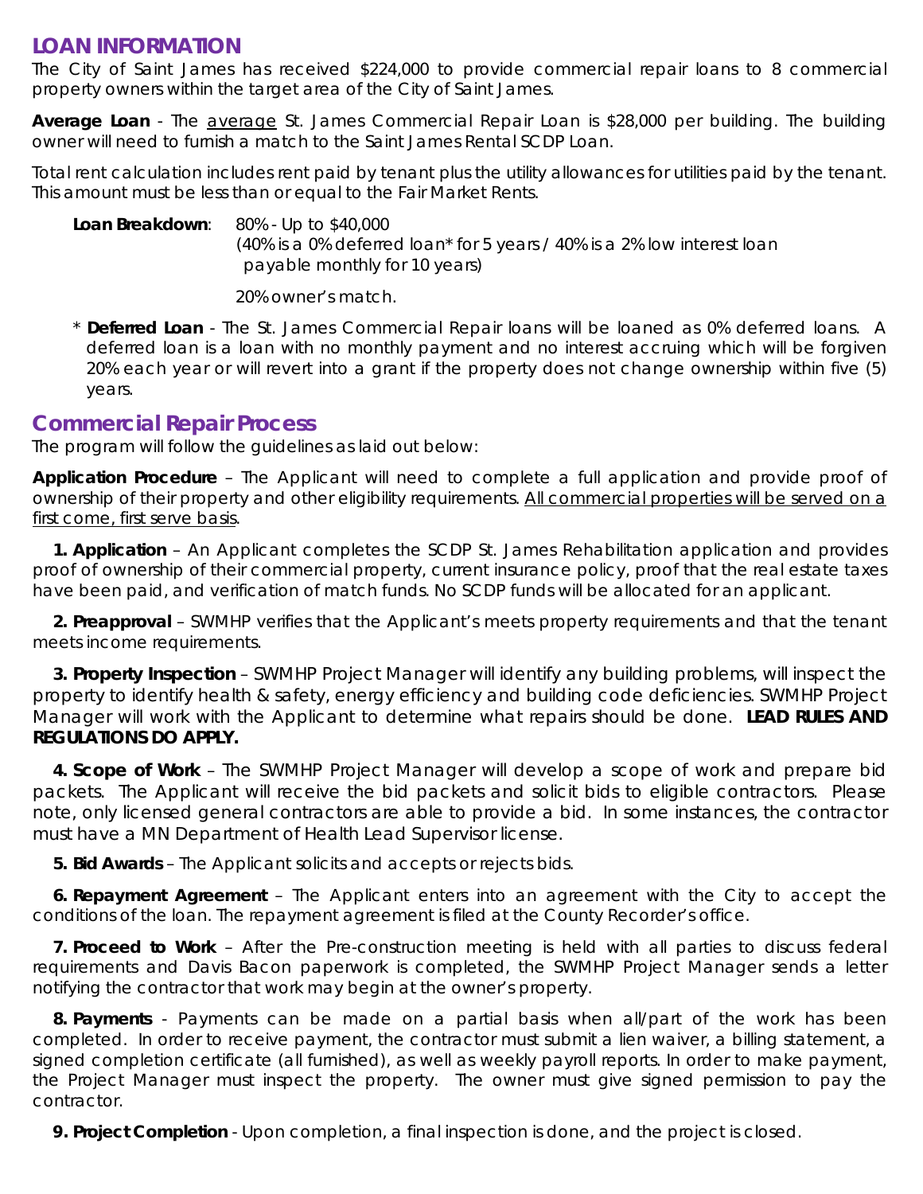## LOAN INFORMATION

The City of Saint James has received $224,000 to provide commercial repair loans to 8 commercial property owners within the target area of the City of Saint James.

**Average Loan** - The average St. James Commercial Repair Loan is $28,000 per building. The building owner will need to furnish a match to the Saint James Rental SCDP Loan.

Total rent calculation includes rent paid by tenant plus the utility allowances for utilities paid by the tenant. This amount must be less than or equal to the Fair Market Rents.

**Loan Breakdown**: 80% - Up to $40,000
(40% is a 0% deferred loan* for 5 years / 40% is a 2% low interest loan payable monthly for 10 years)

20% owner's match.

* **Deferred Loan** - The St. James Commercial Repair loans will be loaned as 0% deferred loans. A deferred loan is a loan with no monthly payment and no interest accruing which will be forgiven 20% each year or will revert into a grant if the property does not change ownership within five (5) years.

## Commercial Repair Process

The program will follow the guidelines as laid out below:

**Application Procedure** – The Applicant will need to complete a full application and provide proof of ownership of their property and other eligibility requirements. All commercial properties will be served on a first come, first serve basis.

**1. Application** – An Applicant completes the SCDP St. James Rehabilitation application and provides proof of ownership of their commercial property, current insurance policy, proof that the real estate taxes have been paid, and verification of match funds. No SCDP funds will be allocated for an applicant.

**2. Preapproval** – SWMHP verifies that the Applicant's meets property requirements and that the tenant meets income requirements.

**3. Property Inspection** – SWMHP Project Manager will identify any building problems, will inspect the property to identify health & safety, energy efficiency and building code deficiencies. SWMHP Project Manager will work with the Applicant to determine what repairs should be done. **LEAD RULES AND REGULATIONS DO APPLY.**

**4. Scope of Work** – The SWMHP Project Manager will develop a scope of work and prepare bid packets. The Applicant will receive the bid packets and solicit bids to eligible contractors. Please note, only licensed general contractors are able to provide a bid. In some instances, the contractor must have a MN Department of Health Lead Supervisor license.

**5. Bid Awards** – The Applicant solicits and accepts or rejects bids.

**6. Repayment Agreement** – The Applicant enters into an agreement with the City to accept the conditions of the loan. The repayment agreement is filed at the County Recorder's office.

**7. Proceed to Work** – After the Pre-construction meeting is held with all parties to discuss federal requirements and Davis Bacon paperwork is completed, the SWMHP Project Manager sends a letter notifying the contractor that work may begin at the owner's property.

**8. Payments** - Payments can be made on a partial basis when all/part of the work has been completed. In order to receive payment, the contractor must submit a lien waiver, a billing statement, a signed completion certificate (all furnished), as well as weekly payroll reports. In order to make payment, the Project Manager must inspect the property. The owner must give signed permission to pay the contractor.

**9. Project Completion** - Upon completion, a final inspection is done, and the project is closed.